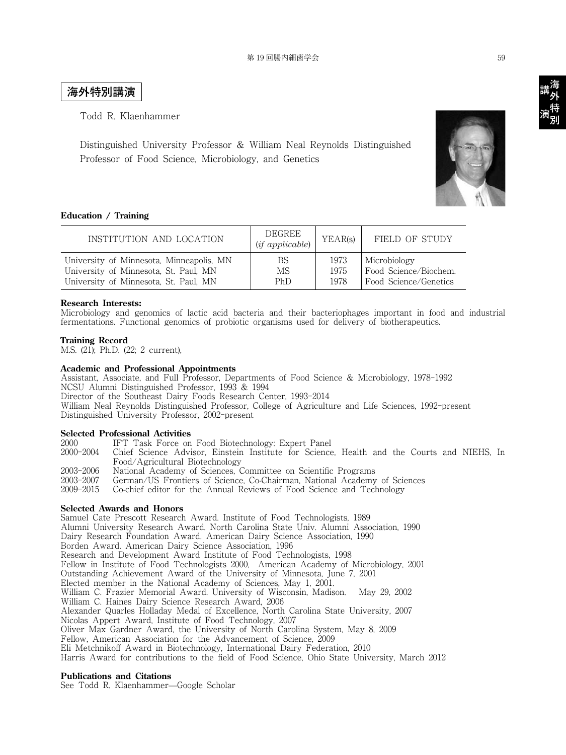# 海外特別講演

Todd R. Klaenhammer

Distinguished University Professor & William Neal Reynolds Distinguished Professor of Food Science, Microbiology, and Genetics

## Education / Training

| INSTITUTION AND LOCATION | DEGREE (*if applicable*) | YEAR(s) | FIELD OF STUDY |
|---|---|---|---|
| University of Minnesota, Minneapolis, MN | BS | 1973 | Microbiology |
| University of Minnesota, St. Paul, MN | MS | 1975 | Food Science/Biochem. |
| University of Minnesota, St. Paul, MN | PhD | 1978 | Food Science/Genetics |

**Research Interests:**

Microbiology and genomics of lactic acid bacteria and their bacteriophages important in food and industrial fermentations. Functional genomics of probiotic organisms used for delivery of biotherapeutics.

**Training Record**

M.S. (21); Ph.D. (22; 2 current),

**Academic and Professional Appointments**

Assistant, Associate, and Full Professor, Departments of Food Science & Microbiology, 1978-1992
NCSU Alumni Distinguished Professor, 1993 & 1994
Director of the Southeast Dairy Foods Research Center, 1993-2014
William Neal Reynolds Distinguished Professor, College of Agriculture and Life Sciences, 1992-present
Distinguished University Professor, 2002-present

**Selected Professional Activities**

2000 IFT Task Force on Food Biotechnology: Expert Panel
2000-2004 Chief Science Advisor, Einstein Institute for Science, Health and the Courts and NIEHS, In Food/Agricultural Biotechnology
2003-2006 National Academy of Sciences, Committee on Scientific Programs
2003-2007 German/US Frontiers of Science, Co-Chairman, National Academy of Sciences
2009-2015 Co-chief editor for the Annual Reviews of Food Science and Technology

**Selected Awards and Honors**

Samuel Cate Prescott Research Award. Institute of Food Technologists, 1989
Alumni University Research Award. North Carolina State Univ. Alumni Association, 1990
Dairy Research Foundation Award. American Dairy Science Association, 1990
Borden Award. American Dairy Science Association, 1996
Research and Development Award Institute of Food Technologists, 1998
Fellow in Institute of Food Technologists 2000, American Academy of Microbiology, 2001
Outstanding Achievement Award of the University of Minnesota, June 7, 2001
Elected member in the National Academy of Sciences, May 1, 2001.
William C. Frazier Memorial Award. University of Wisconsin, Madison. May 29, 2002
William C. Haines Dairy Science Research Award, 2006
Alexander Quarles Holladay Medal of Excellence, North Carolina State University, 2007
Nicolas Appert Award, Institute of Food Technology, 2007
Oliver Max Gardner Award, the University of North Carolina System, May 8, 2009
Fellow, American Association for the Advancement of Science, 2009
Eli Metchnikoff Award in Biotechnology, International Dairy Federation, 2010
Harris Award for contributions to the field of Food Science, Ohio State University, March 2012

**Publications and Citations**

See Todd R. Klaenhammer—Google Scholar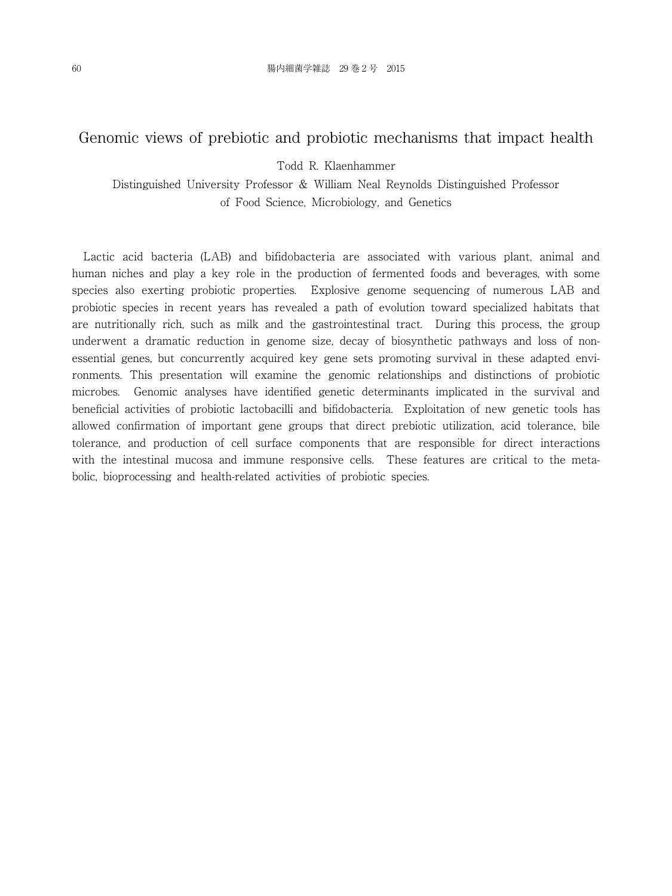# Genomic views of prebiotic and probiotic mechanisms that impact health

Todd R. Klaenhammer

Distinguished University Professor & William Neal Reynolds Distinguished Professor of Food Science, Microbiology, and Genetics

Lactic acid bacteria (LAB) and bifidobacteria are associated with various plant, animal and human niches and play a key role in the production of fermented foods and beverages, with some species also exerting probiotic properties. Explosive genome sequencing of numerous LAB and probiotic species in recent years has revealed a path of evolution toward specialized habitats that are nutritionally rich, such as milk and the gastrointestinal tract. During this process, the group underwent a dramatic reduction in genome size, decay of biosynthetic pathways and loss of non-essential genes, but concurrently acquired key gene sets promoting survival in these adapted environments. This presentation will examine the genomic relationships and distinctions of probiotic microbes. Genomic analyses have identified genetic determinants implicated in the survival and beneficial activities of probiotic lactobacilli and bifidobacteria. Exploitation of new genetic tools has allowed confirmation of important gene groups that direct prebiotic utilization, acid tolerance, bile tolerance, and production of cell surface components that are responsible for direct interactions with the intestinal mucosa and immune responsive cells. These features are critical to the metabolic, bioprocessing and health-related activities of probiotic species.